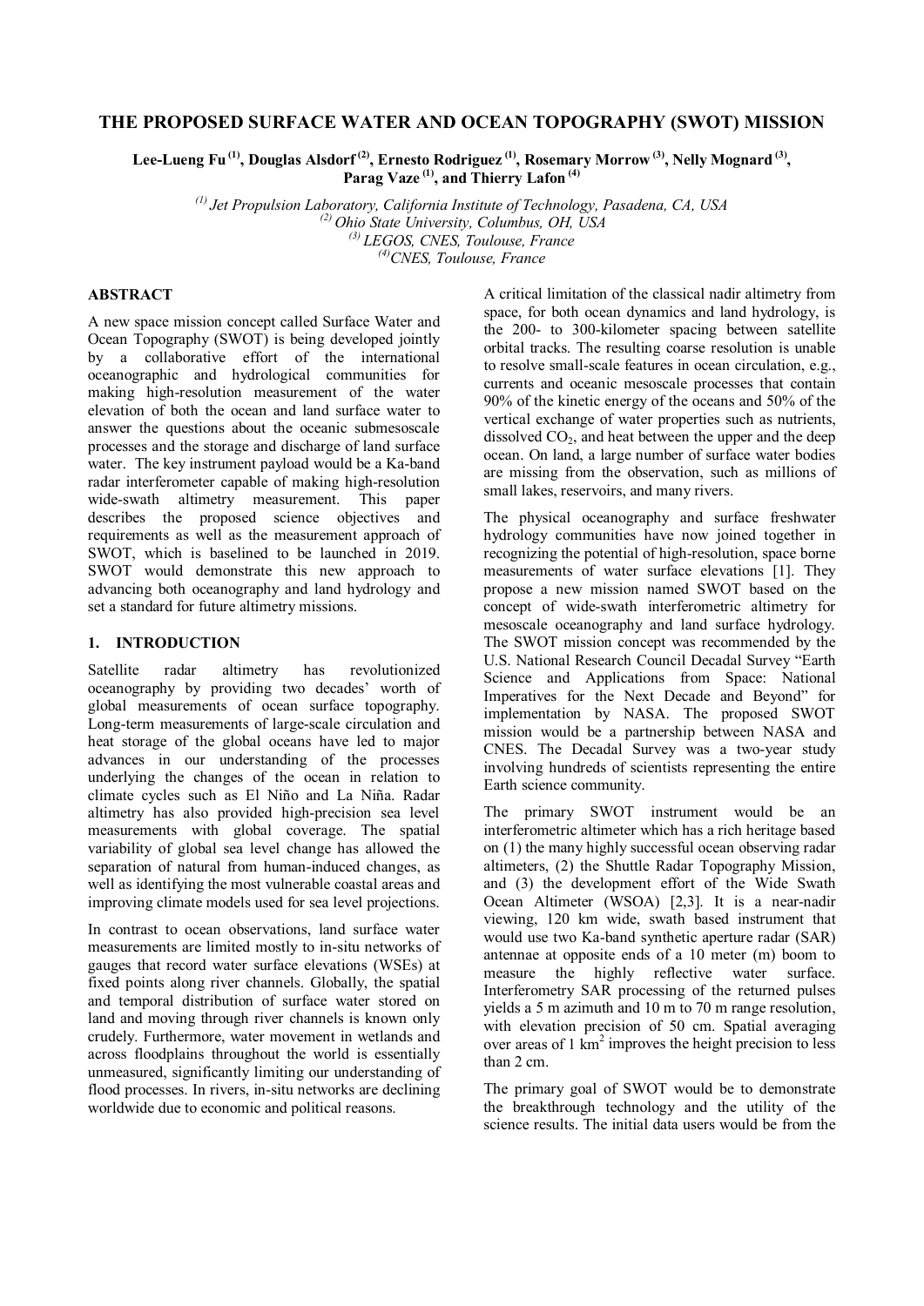# THE PROPOSED SURFACE WATER AND OCEAN TOPOGRAPHY (SWOT) MISSION

**Lee-Lueng Fu [(1)], Douglas Alsdorf [(2)], Ernesto Rodriguez [(1)], Rosemary Morrow [(3)], Nelly Mognard [(3)], Parag Vaze [(1)], and Thierry Lafon [(4)]**

*[(1)] Jet Propulsion Laboratory, California Institute of Technology, Pasadena, CA, USA*
*[(2)] Ohio State University, Columbus, OH, USA*
*[(3)] LEGOS, CNES, Toulouse, France*
*[(4)] CNES, Toulouse, France*

## ABSTRACT

A new space mission concept called Surface Water and Ocean Topography (SWOT) is being developed jointly by a collaborative effort of the international oceanographic and hydrological communities for making high-resolution measurement of the water elevation of both the ocean and land surface water to answer the questions about the oceanic submesoscale processes and the storage and discharge of land surface water. The key instrument payload would be a Ka-band radar interferometer capable of making high-resolution wide-swath altimetry measurement. This paper describes the proposed science objectives and requirements as well as the measurement approach of SWOT, which is baselined to be launched in 2019. SWOT would demonstrate this new approach to advancing both oceanography and land hydrology and set a standard for future altimetry missions.

## 1. INTRODUCTION

Satellite radar altimetry has revolutionized oceanography by providing two decades' worth of global measurements of ocean surface topography. Long-term measurements of large-scale circulation and heat storage of the global oceans have led to major advances in our understanding of the processes underlying the changes of the ocean in relation to climate cycles such as El Niño and La Niña. Radar altimetry has also provided high-precision sea level measurements with global coverage. The spatial variability of global sea level change has allowed the separation of natural from human-induced changes, as well as identifying the most vulnerable coastal areas and improving climate models used for sea level projections.

In contrast to ocean observations, land surface water measurements are limited mostly to in-situ networks of gauges that record water surface elevations (WSEs) at fixed points along river channels. Globally, the spatial and temporal distribution of surface water stored on land and moving through river channels is known only crudely. Furthermore, water movement in wetlands and across floodplains throughout the world is essentially unmeasured, significantly limiting our understanding of flood processes. In rivers, in-situ networks are declining worldwide due to economic and political reasons.

A critical limitation of the classical nadir altimetry from space, for both ocean dynamics and land hydrology, is the 200- to 300-kilometer spacing between satellite orbital tracks. The resulting coarse resolution is unable to resolve small-scale features in ocean circulation, e.g., currents and oceanic mesoscale processes that contain 90% of the kinetic energy of the oceans and 50% of the vertical exchange of water properties such as nutrients, dissolved $CO_2$, and heat between the upper and the deep ocean. On land, a large number of surface water bodies are missing from the observation, such as millions of small lakes, reservoirs, and many rivers.

The physical oceanography and surface freshwater hydrology communities have now joined together in recognizing the potential of high-resolution, space borne measurements of water surface elevations [1]. They propose a new mission named SWOT based on the concept of wide-swath interferometric altimetry for mesoscale oceanography and land surface hydrology. The SWOT mission concept was recommended by the U.S. National Research Council Decadal Survey "Earth Science and Applications from Space: National Imperatives for the Next Decade and Beyond" for implementation by NASA. The proposed SWOT mission would be a partnership between NASA and CNES. The Decadal Survey was a two-year study involving hundreds of scientists representing the entire Earth science community.

The primary SWOT instrument would be an interferometric altimeter which has a rich heritage based on (1) the many highly successful ocean observing radar altimeters, (2) the Shuttle Radar Topography Mission, and (3) the development effort of the Wide Swath Ocean Altimeter (WSOA) [2,3]. It is a near-nadir viewing, 120 km wide, swath based instrument that would use two Ka-band synthetic aperture radar (SAR) antennae at opposite ends of a 10 meter (m) boom to measure the highly reflective water surface. Interferometry SAR processing of the returned pulses yields a 5 m azimuth and 10 m to 70 m range resolution, with elevation precision of 50 cm. Spatial averaging over areas of 1 km$^2$ improves the height precision to less than 2 cm.

The primary goal of SWOT would be to demonstrate the breakthrough technology and the utility of the science results. The initial data users would be from the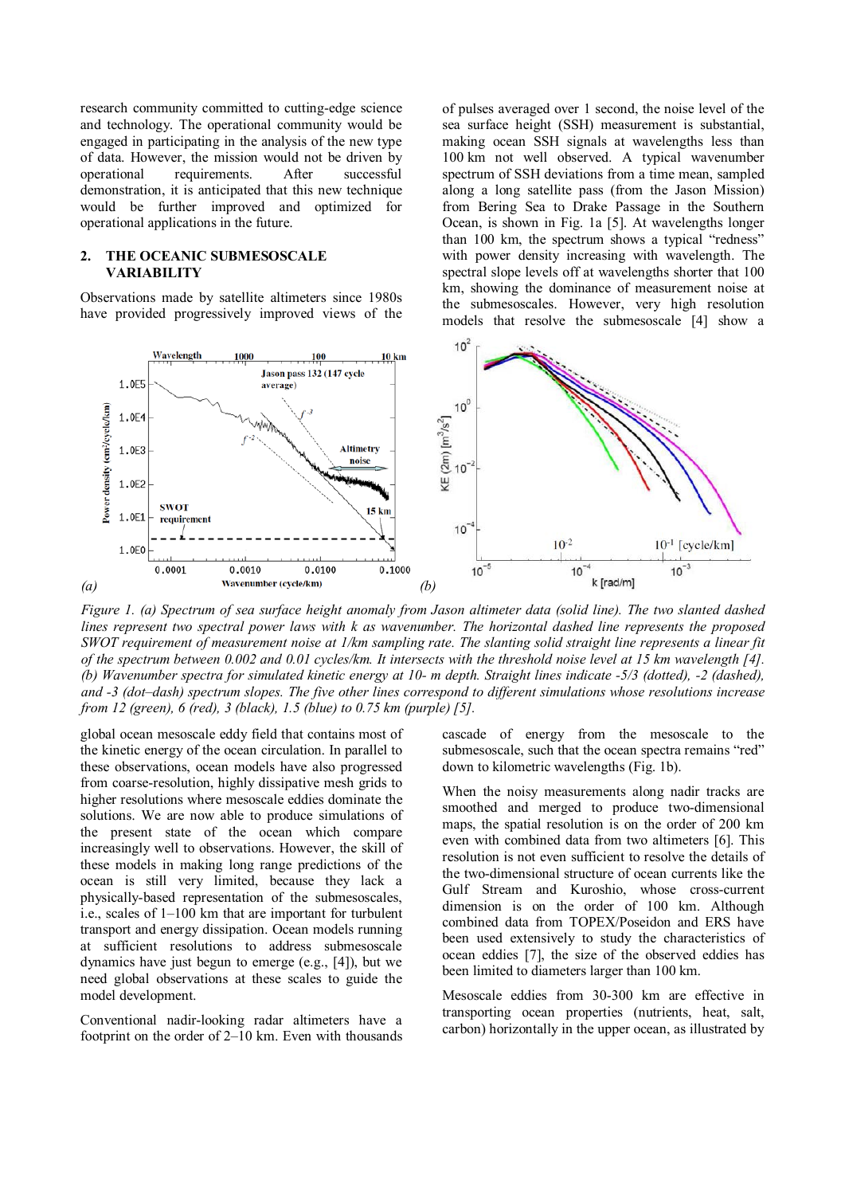research community committed to cutting-edge science and technology. The operational community would be engaged in participating in the analysis of the new type of data. However, the mission would not be driven by operational requirements. After successful demonstration, it is anticipated that this new technique would be further improved and optimized for operational applications in the future.

## 2. THE OCEANIC SUBMESOSCALE VARIABILITY

Observations made by satellite altimeters since 1980s have provided progressively improved views of the global ocean mesoscale eddy field that contains most of the kinetic energy of the ocean circulation. In parallel to these observations, ocean models have also progressed from coarse-resolution, highly dissipative mesh grids to higher resolutions where mesoscale eddies dominate the solutions. We are now able to produce simulations of the present state of the ocean which compare increasingly well to observations. However, the skill of these models in making long range predictions of the ocean is still very limited, because they lack a physically-based representation of the submesoscales, i.e., scales of 1–100 km that are important for turbulent transport and energy dissipation. Ocean models running at sufficient resolutions to address submesoscale dynamics have just begun to emerge (e.g., [4]), but we need global observations at these scales to guide the model development.

Conventional nadir-looking radar altimeters have a footprint on the order of 2–10 km. Even with thousands of pulses averaged over 1 second, the noise level of the sea surface height (SSH) measurement is substantial, making ocean SSH signals at wavelengths less than 100 km not well observed. A typical wavenumber spectrum of SSH deviations from a time mean, sampled along a long satellite pass (from the Jason Mission) from Bering Sea to Drake Passage in the Southern Ocean, is shown in Fig. 1a [5]. At wavelengths longer than 100 km, the spectrum shows a typical "redness" with power density increasing with wavelength. The spectral slope levels off at wavelengths shorter that 100 km, showing the dominance of measurement noise at the submesoscales. However, very high resolution models that resolve the submesoscale [4] show a cascade of energy from the mesoscale to the submesoscale, such that the ocean spectra remains "red" down to kilometric wavelengths (Fig. 1b).

Wavelength 1000 100 10 km
Jason pass 132 (147 cycle average)
$f^{-3}$
$f^{-2}$
Altimetry noise
SWOT requirement
15 km
Power density (cm²/cycle/km)
1.0E5
1.0E4
1.0E3
1.0E2
1.0E1
1.0E0
0.0001 0.0010 0.0100 0.1000
Wavenumber (cycle/km)
*(a)*

KE (2m) [m³/s²]
$10^{2}$
$10^{0}$
$10^{-2}$
$10^{-4}$
$10^{-2}$ $10^{-1}$ [cycle/km]
$10^{-5}$ $10^{-4}$ $10^{-3}$
k [rad/m]
*(b)*

*Figure 1. (a) Spectrum of sea surface height anomaly from Jason altimeter data (solid line). The two slanted dashed lines represent two spectral power laws with k as wavenumber. The horizontal dashed line represents the proposed SWOT requirement of measurement noise at 1/km sampling rate. The slanting solid straight line represents a linear fit of the spectrum between 0.002 and 0.01 cycles/km. It intersects with the threshold noise level at 15 km wavelength [4]. (b) Wavenumber spectra for simulated kinetic energy at 10- m depth. Straight lines indicate -5/3 (dotted), -2 (dashed), and -3 (dot–dash) spectrum slopes. The five other lines correspond to different simulations whose resolutions increase from 12 (green), 6 (red), 3 (black), 1.5 (blue) to 0.75 km (purple) [5].*

When the noisy measurements along nadir tracks are smoothed and merged to produce two-dimensional maps, the spatial resolution is on the order of 200 km even with combined data from two altimeters [6]. This resolution is not even sufficient to resolve the details of the two-dimensional structure of ocean currents like the Gulf Stream and Kuroshio, whose cross-current dimension is on the order of 100 km. Although combined data from TOPEX/Poseidon and ERS have been used extensively to study the characteristics of ocean eddies [7], the size of the observed eddies has been limited to diameters larger than 100 km.

Mesoscale eddies from 30-300 km are effective in transporting ocean properties (nutrients, heat, salt, carbon) horizontally in the upper ocean, as illustrated by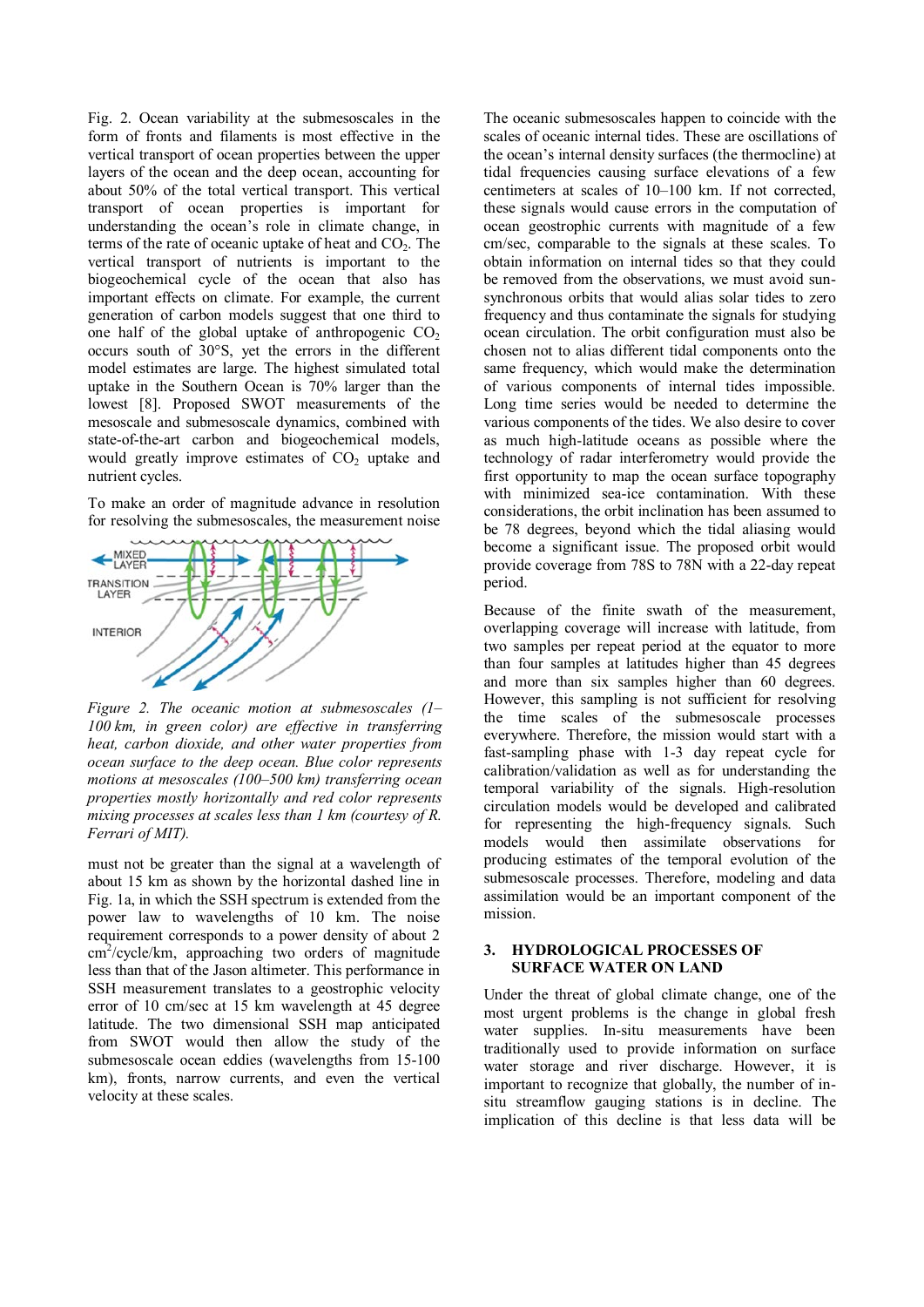Fig. 2. Ocean variability at the submesoscales in the form of fronts and filaments is most effective in the vertical transport of ocean properties between the upper layers of the ocean and the deep ocean, accounting for about 50% of the total vertical transport. This vertical transport of ocean properties is important for understanding the ocean's role in climate change, in terms of the rate of oceanic uptake of heat and $CO_2$. The vertical transport of nutrients is important to the biogeochemical cycle of the ocean that also has important effects on climate. For example, the current generation of carbon models suggest that one third to one half of the global uptake of anthropogenic $CO_2$ occurs south of 30°S, yet the errors in the different model estimates are large. The highest simulated total uptake in the Southern Ocean is 70% larger than the lowest [8]. Proposed SWOT measurements of the mesoscale and submesoscale dynamics, combined with state-of-the-art carbon and biogeochemical models, would greatly improve estimates of $CO_2$ uptake and nutrient cycles.

To make an order of magnitude advance in resolution for resolving the submesoscales, the measurement noise

MIXED LAYER

TRANSITION LAYER

INTERIOR

*Figure 2. The oceanic motion at submesoscales (1–100 km, in green color) are effective in transferring heat, carbon dioxide, and other water properties from ocean surface to the deep ocean. Blue color represents motions at mesoscales (100–500 km) transferring ocean properties mostly horizontally and red color represents mixing processes at scales less than 1 km (courtesy of R. Ferrari of MIT).*

must not be greater than the signal at a wavelength of about 15 km as shown by the horizontal dashed line in Fig. 1a, in which the SSH spectrum is extended from the power law to wavelengths of 10 km. The noise requirement corresponds to a power density of about 2 $cm^2$/cycle/km, approaching two orders of magnitude less than that of the Jason altimeter. This performance in SSH measurement translates to a geostrophic velocity error of 10 cm/sec at 15 km wavelength at 45 degree latitude. The two dimensional SSH map anticipated from SWOT would then allow the study of the submesoscale ocean eddies (wavelengths from 15-100 km), fronts, narrow currents, and even the vertical velocity at these scales.

The oceanic submesoscales happen to coincide with the scales of oceanic internal tides. These are oscillations of the ocean's internal density surfaces (the thermocline) at tidal frequencies causing surface elevations of a few centimeters at scales of 10–100 km. If not corrected, these signals would cause errors in the computation of ocean geostrophic currents with magnitude of a few cm/sec, comparable to the signals at these scales. To obtain information on internal tides so that they could be removed from the observations, we must avoid sun-synchronous orbits that would alias solar tides to zero frequency and thus contaminate the signals for studying ocean circulation. The orbit configuration must also be chosen not to alias different tidal components onto the same frequency, which would make the determination of various components of internal tides impossible. Long time series would be needed to determine the various components of the tides. We also desire to cover as much high-latitude oceans as possible where the technology of radar interferometry would provide the first opportunity to map the ocean surface topography with minimized sea-ice contamination. With these considerations, the orbit inclination has been assumed to be 78 degrees, beyond which the tidal aliasing would become a significant issue. The proposed orbit would provide coverage from 78S to 78N with a 22-day repeat period.

Because of the finite swath of the measurement, overlapping coverage will increase with latitude, from two samples per repeat period at the equator to more than four samples at latitudes higher than 45 degrees and more than six samples higher than 60 degrees. However, this sampling is not sufficient for resolving the time scales of the submesoscale processes everywhere. Therefore, the mission would start with a fast-sampling phase with 1-3 day repeat cycle for calibration/validation as well as for understanding the temporal variability of the signals. High-resolution circulation models would be developed and calibrated for representing the high-frequency signals. Such models would then assimilate observations for producing estimates of the temporal evolution of the submesoscale processes. Therefore, modeling and data assimilation would be an important component of the mission.

## 3. HYDROLOGICAL PROCESSES OF SURFACE WATER ON LAND

Under the threat of global climate change, one of the most urgent problems is the change in global fresh water supplies. In-situ measurements have been traditionally used to provide information on surface water storage and river discharge. However, it is important to recognize that globally, the number of in-situ streamflow gauging stations is in decline. The implication of this decline is that less data will be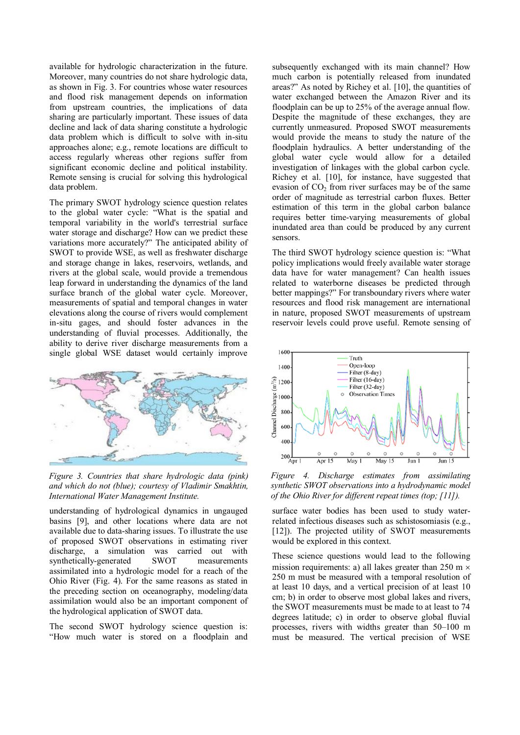available for hydrologic characterization in the future. Moreover, many countries do not share hydrologic data, as shown in Fig. 3. For countries whose water resources and flood risk management depends on information from upstream countries, the implications of data sharing are particularly important. These issues of data decline and lack of data sharing constitute a hydrologic data problem which is difficult to solve with in-situ approaches alone; e.g., remote locations are difficult to access regularly whereas other regions suffer from significant economic decline and political instability. Remote sensing is crucial for solving this hydrological data problem.

The primary SWOT hydrology science question relates to the global water cycle: "What is the spatial and temporal variability in the world's terrestrial surface water storage and discharge? How can we predict these variations more accurately?" The anticipated ability of SWOT to provide WSE, as well as freshwater discharge and storage change in lakes, reservoirs, wetlands, and rivers at the global scale, would provide a tremendous leap forward in understanding the dynamics of the land surface branch of the global water cycle. Moreover, measurements of spatial and temporal changes in water elevations along the course of rivers would complement in-situ gages, and should foster advances in the understanding of fluvial processes. Additionally, the ability to derive river discharge measurements from a single global WSE dataset would certainly improve understanding of hydrological dynamics in ungauged basins [9], and other locations where data are not available due to data-sharing issues. To illustrate the use of proposed SWOT observations in estimating river discharge, a simulation was carried out with synthetically-generated SWOT measurements assimilated into a hydrologic model for a reach of the Ohio River (Fig. 4). For the same reasons as stated in the preceding section on oceanography, modeling/data assimilation would also be an important component of the hydrological application of SWOT data.

*Figure 3. Countries that share hydrologic data (pink) and which do not (blue); courtesy of Vladimir Smakhtin, International Water Management Institute.*

The second SWOT hydrology science question is: "How much water is stored on a floodplain and subsequently exchanged with its main channel? How much carbon is potentially released from inundated areas?" As noted by Richey et al. [10], the quantities of water exchanged between the Amazon River and its floodplain can be up to 25% of the average annual flow. Despite the magnitude of these exchanges, they are currently unmeasured. Proposed SWOT measurements would provide the means to study the nature of the floodplain hydraulics. A better understanding of the global water cycle would allow for a detailed investigation of linkages with the global carbon cycle. Richey et al. [10], for instance, have suggested that evasion of $CO_2$ from river surfaces may be of the same order of magnitude as terrestrial carbon fluxes. Better estimation of this term in the global carbon balance requires better time-varying measurements of global inundated area than could be produced by any current sensors.

The third SWOT hydrology science question is: "What policy implications would freely available water storage data have for water management? Can health issues related to waterborne diseases be predicted through better mappings?" For transboundary rivers where water resources and flood risk management are international in nature, proposed SWOT measurements of upstream reservoir levels could prove useful. Remote sensing of surface water bodies has been used to study water-related infectious diseases such as schistosomiasis (e.g., [12]). The projected utility of SWOT measurements would be explored in this context.

Channel Discharge (m³/s)
1600
1400
1200
1000
800
600
400
200
Apr 1
Apr 15
May 1
May 15
Jun 1
Jun 15
Truth
Open-loop
Filter (8-day)
Filter (16-day)
Filter (32-day)
Observation Times

*Figure 4. Discharge estimates from assimilating synthetic SWOT observations into a hydrodynamic model of the Ohio River for different repeat times (top; [11]).*

These science questions would lead to the following mission requirements: a) all lakes greater than 250 m × 250 m must be measured with a temporal resolution of at least 10 days, and a vertical precision of at least 10 cm; b) in order to observe most global lakes and rivers, the SWOT measurements must be made to at least to 74 degrees latitude; c) in order to observe global fluvial processes, rivers with widths greater than 50–100 m must be measured. The vertical precision of WSE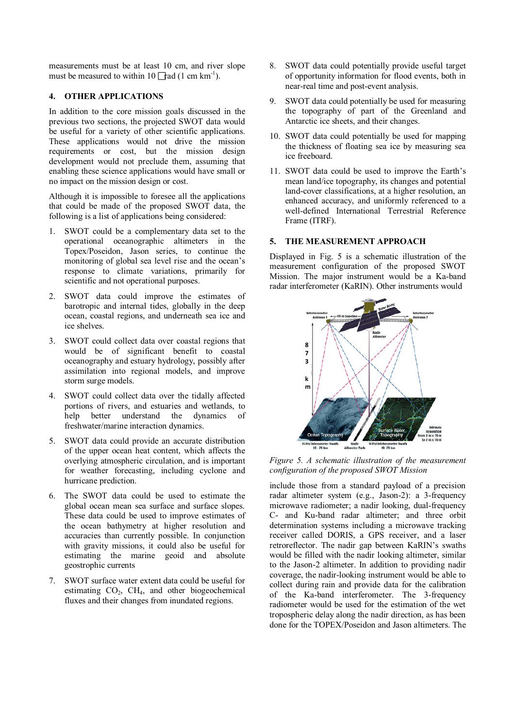measurements must be at least 10 cm, and river slope must be measured to within 10 μrad (1 cm km$^{-1}$).

## 4. OTHER APPLICATIONS

In addition to the core mission goals discussed in the previous two sections, the projected SWOT data would be useful for a variety of other scientific applications. These applications would not drive the mission requirements or cost, but the mission design development would not preclude them, assuming that enabling these science applications would have small or no impact on the mission design or cost.

Although it is impossible to foresee all the applications that could be made of the proposed SWOT data, the following is a list of applications being considered:

1. SWOT could be a complementary data set to the operational oceanographic altimeters in the Topex/Poseidon, Jason series, to continue the monitoring of global sea level rise and the ocean's response to climate variations, primarily for scientific and not operational purposes.
2. SWOT data could improve the estimates of barotropic and internal tides, globally in the deep ocean, coastal regions, and underneath sea ice and ice shelves.
3. SWOT could collect data over coastal regions that would be of significant benefit to coastal oceanography and estuary hydrology, possibly after assimilation into regional models, and improve storm surge models.
4. SWOT could collect data over the tidally affected portions of rivers, and estuaries and wetlands, to help better understand the dynamics of freshwater/marine interaction dynamics.
5. SWOT data could provide an accurate distribution of the upper ocean heat content, which affects the overlying atmospheric circulation, and is important for weather forecasting, including cyclone and hurricane prediction.
6. The SWOT data could be used to estimate the global ocean mean sea surface and surface slopes. These data could be used to improve estimates of the ocean bathymetry at higher resolution and accuracies than currently possible. In conjunction with gravity missions, it could also be useful for estimating the marine geoid and absolute geostrophic currents
7. SWOT surface water extent data could be useful for estimating $CO_2$, $CH_4$, and other biogeochemical fluxes and their changes from inundated regions.
8. SWOT data could potentially provide useful target of opportunity information for flood events, both in near-real time and post-event analysis.
9. SWOT data could potentially be used for measuring the topography of part of the Greenland and Antarctic ice sheets, and their changes.
10. SWOT data could potentially be used for mapping the thickness of floating sea ice by measuring sea ice freeboard.
11. SWOT data could be used to improve the Earth's mean land/ice topography, its changes and potential land-cover classifications, at a higher resolution, an enhanced accuracy, and uniformly referenced to a well-defined International Terrestrial Reference Frame (ITRF).

## 5. THE MEASUREMENT APPROACH

Displayed in Fig. 5 is a schematic illustration of the measurement configuration of the proposed SWOT Mission. The major instrument would be a Ka-band radar interferometer (KaRIN). Other instruments would include those from a standard payload of a precision radar altimeter system (e.g., Jason-2): a 3-frequency microwave radiometer; a nadir looking, dual-frequency C- and Ku-band radar altimeter; and three orbit determination systems including a microwave tracking receiver called DORIS, a GPS receiver, and a laser retroreflector. The nadir gap between KaRIN's swaths would be filled with the nadir looking altimeter, similar to the Jason-2 altimeter. In addition to providing nadir coverage, the nadir-looking instrument would be able to collect during rain and provide data for the calibration of the Ka-band interferometer. The 3-frequency radiometer would be used for the estimation of the wet tropospheric delay along the nadir direction, as has been done for the TOPEX/Poseidon and Jason altimeters. The

Interferometer Antenna 1
10 m baseline
Solar Array
Interferometer Antenna 2
Nadir Altimeter
873 km
Ocean Topography
Surface Water Topography
Intrinsic Resolution from 2 m x 70 m to 2 m x 10 m
H-Pol Interferometer Swath 10 - 70 km
Nadir Altimeter Path
V-Pol Interferometer Swath 10-70 km

*Figure 5. A schematic illustration of the measurement configuration of the proposed SWOT Mission*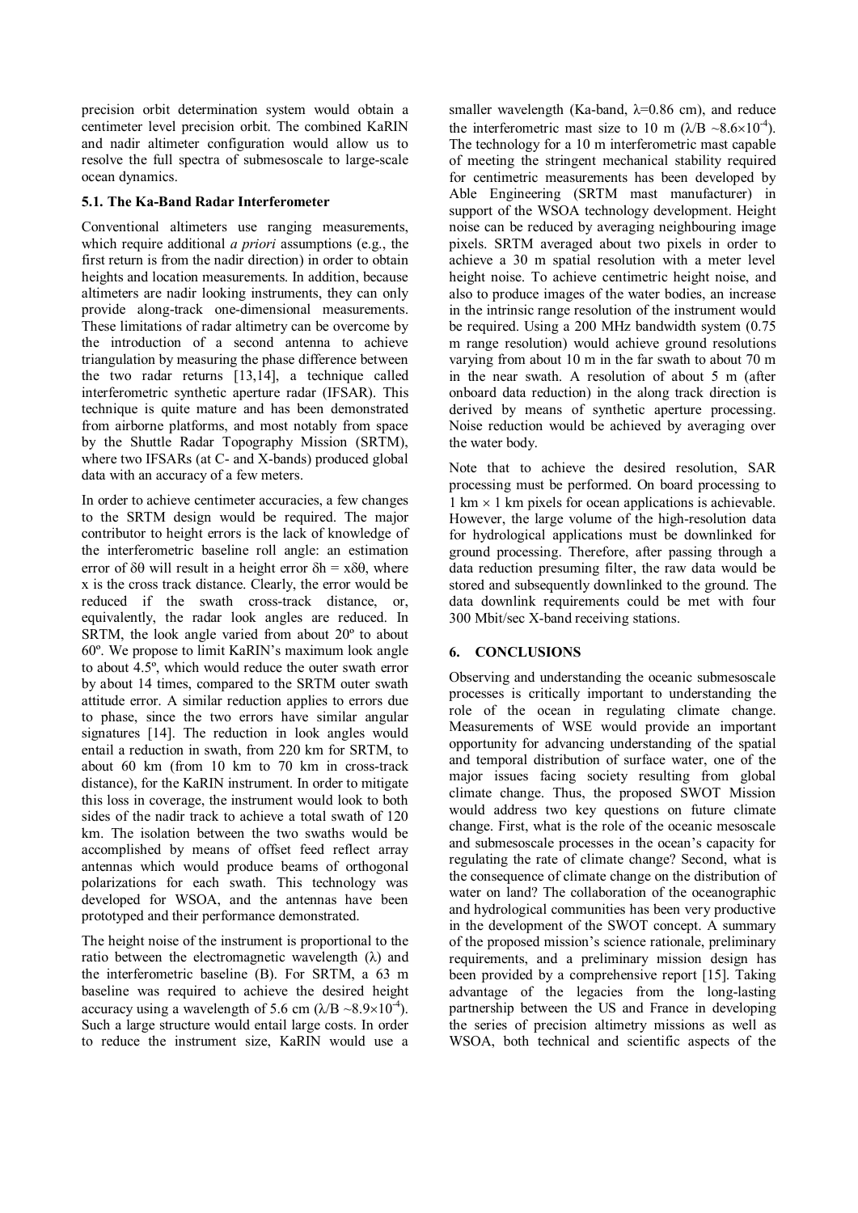precision orbit determination system would obtain a centimeter level precision orbit. The combined KaRIN and nadir altimeter configuration would allow us to resolve the full spectra of submesoscale to large-scale ocean dynamics.

### 5.1. The Ka-Band Radar Interferometer

Conventional altimeters use ranging measurements, which require additional *a priori* assumptions (e.g., the first return is from the nadir direction) in order to obtain heights and location measurements. In addition, because altimeters are nadir looking instruments, they can only provide along-track one-dimensional measurements. These limitations of radar altimetry can be overcome by the introduction of a second antenna to achieve triangulation by measuring the phase difference between the two radar returns [13,14], a technique called interferometric synthetic aperture radar (IFSAR). This technique is quite mature and has been demonstrated from airborne platforms, and most notably from space by the Shuttle Radar Topography Mission (SRTM), where two IFSARs (at C- and X-bands) produced global data with an accuracy of a few meters.

In order to achieve centimeter accuracies, a few changes to the SRTM design would be required. The major contributor to height errors is the lack of knowledge of the interferometric baseline roll angle: an estimation error of $\delta\theta$ will result in a height error $\delta h = x\delta\theta$, where x is the cross track distance. Clearly, the error would be reduced if the swath cross-track distance, or, equivalently, the radar look angles are reduced. In SRTM, the look angle varied from about 20º to about 60º. We propose to limit KaRIN's maximum look angle to about 4.5º, which would reduce the outer swath error by about 14 times, compared to the SRTM outer swath attitude error. A similar reduction applies to errors due to phase, since the two errors have similar angular signatures [14]. The reduction in look angles would entail a reduction in swath, from 220 km for SRTM, to about 60 km (from 10 km to 70 km in cross-track distance), for the KaRIN instrument. In order to mitigate this loss in coverage, the instrument would look to both sides of the nadir track to achieve a total swath of 120 km. The isolation between the two swaths would be accomplished by means of offset feed reflect array antennas which would produce beams of orthogonal polarizations for each swath. This technology was developed for WSOA, and the antennas have been prototyped and their performance demonstrated.

The height noise of the instrument is proportional to the ratio between the electromagnetic wavelength ($\lambda$) and the interferometric baseline (B). For SRTM, a 63 m baseline was required to achieve the desired height accuracy using a wavelength of 5.6 cm ($\lambda/B \sim 8.9\times10^{-4}$). Such a large structure would entail large costs. In order to reduce the instrument size, KaRIN would use a smaller wavelength (Ka-band, $\lambda$=0.86 cm), and reduce the interferometric mast size to 10 m ($\lambda/B \sim 8.6\times10^{-4}$). The technology for a 10 m interferometric mast capable of meeting the stringent mechanical stability required for centimetric measurements has been developed by Able Engineering (SRTM mast manufacturer) in support of the WSOA technology development. Height noise can be reduced by averaging neighbouring image pixels. SRTM averaged about two pixels in order to achieve a 30 m spatial resolution with a meter level height noise. To achieve centimetric height noise, and also to produce images of the water bodies, an increase in the intrinsic range resolution of the instrument would be required. Using a 200 MHz bandwidth system (0.75 m range resolution) would achieve ground resolutions varying from about 10 m in the far swath to about 70 m in the near swath. A resolution of about 5 m (after onboard data reduction) in the along track direction is derived by means of synthetic aperture processing. Noise reduction would be achieved by averaging over the water body.

Note that to achieve the desired resolution, SAR processing must be performed. On board processing to 1 km $\times$ 1 km pixels for ocean applications is achievable. However, the large volume of the high-resolution data for hydrological applications must be downlinked for ground processing. Therefore, after passing through a data reduction presuming filter, the raw data would be stored and subsequently downlinked to the ground. The data downlink requirements could be met with four 300 Mbit/sec X-band receiving stations.

## 6. CONCLUSIONS

Observing and understanding the oceanic submesoscale processes is critically important to understanding the role of the ocean in regulating climate change. Measurements of WSE would provide an important opportunity for advancing understanding of the spatial and temporal distribution of surface water, one of the major issues facing society resulting from global climate change. Thus, the proposed SWOT Mission would address two key questions on future climate change. First, what is the role of the oceanic mesoscale and submesoscale processes in the ocean's capacity for regulating the rate of climate change? Second, what is the consequence of climate change on the distribution of water on land? The collaboration of the oceanographic and hydrological communities has been very productive in the development of the SWOT concept. A summary of the proposed mission's science rationale, preliminary requirements, and a preliminary mission design has been provided by a comprehensive report [15]. Taking advantage of the legacies from the long-lasting partnership between the US and France in developing the series of precision altimetry missions as well as WSOA, both technical and scientific aspects of the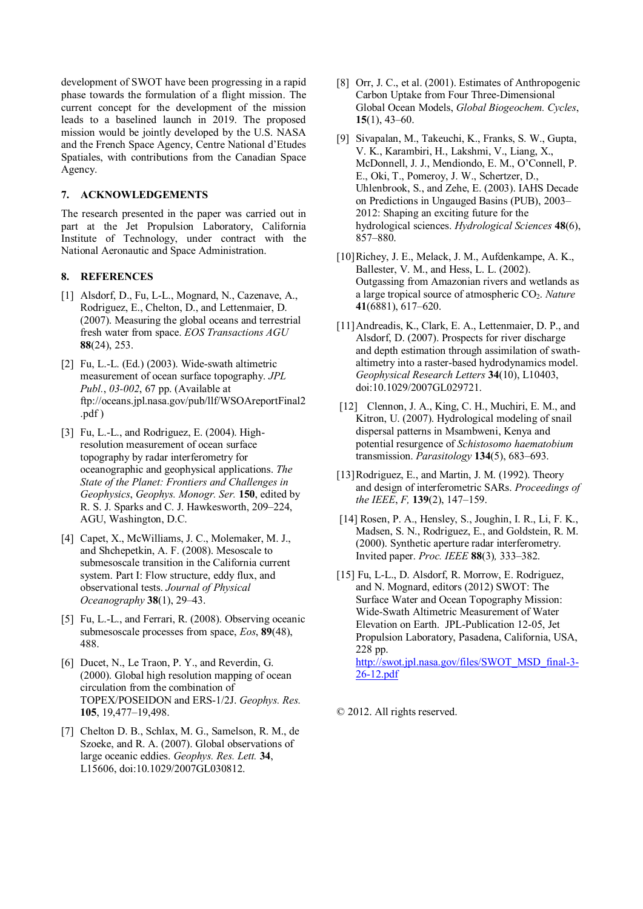development of SWOT have been progressing in a rapid phase towards the formulation of a flight mission. The current concept for the development of the mission leads to a baselined launch in 2019. The proposed mission would be jointly developed by the U.S. NASA and the French Space Agency, Centre National d'Etudes Spatiales, with contributions from the Canadian Space Agency.

## 7. ACKNOWLEDGEMENTS

The research presented in the paper was carried out in part at the Jet Propulsion Laboratory, California Institute of Technology, under contract with the National Aeronautic and Space Administration.

## 8. REFERENCES

[1] Alsdorf, D., Fu, L-L., Mognard, N., Cazenave, A., Rodriguez, E., Chelton, D., and Lettenmaier, D. (2007). Measuring the global oceans and terrestrial fresh water from space. *EOS Transactions AGU* **88**(24), 253.

[2] Fu, L.-L. (Ed.) (2003). Wide-swath altimetric measurement of ocean surface topography. *JPL Publ.*, *03-002*, 67 pp. (Available at ftp://oceans.jpl.nasa.gov/pub/llf/WSOAreportFinal2.pdf )

[3] Fu, L.-L., and Rodriguez, E. (2004). High-resolution measurement of ocean surface topography by radar interferometry for oceanographic and geophysical applications. *The State of the Planet: Frontiers and Challenges in Geophysics*, *Geophys. Monogr. Ser.* **150**, edited by R. S. J. Sparks and C. J. Hawkesworth, 209–224, AGU, Washington, D.C.

[4] Capet, X., McWilliams, J. C., Molemaker, M. J., and Shchepetkin, A. F. (2008). Mesoscale to submesoscale transition in the California current system. Part I: Flow structure, eddy flux, and observational tests. *Journal of Physical Oceanography* **38**(1), 29–43.

[5] Fu, L.-L., and Ferrari, R. (2008). Observing oceanic submesoscale processes from space, *Eos*, **89**(48), 488.

[6] Ducet, N., Le Traon, P. Y., and Reverdin, G. (2000). Global high resolution mapping of ocean circulation from the combination of TOPEX/POSEIDON and ERS-1/2J. *Geophys. Res.* **105**, 19,477–19,498.

[7] Chelton D. B., Schlax, M. G., Samelson, R. M., de Szoeke, and R. A. (2007). Global observations of large oceanic eddies. *Geophys. Res. Lett.* **34**, L15606, doi:10.1029/2007GL030812.

[8] Orr, J. C., et al. (2001). Estimates of Anthropogenic Carbon Uptake from Four Three-Dimensional Global Ocean Models, *Global Biogeochem. Cycles*, **15**(1), 43–60.

[9] Sivapalan, M., Takeuchi, K., Franks, S. W., Gupta, V. K., Karambiri, H., Lakshmi, V., Liang, X., McDonnell, J. J., Mendiondo, E. M., O'Connell, P. E., Oki, T., Pomeroy, J. W., Schertzer, D., Uhlenbrook, S., and Zehe, E. (2003). IAHS Decade on Predictions in Ungauged Basins (PUB), 2003–2012: Shaping an exciting future for the hydrological sciences. *Hydrological Sciences* **48**(6), 857–880.

[10] Richey, J. E., Melack, J. M., Aufdenkampe, A. K., Ballester, V. M., and Hess, L. L. (2002). Outgassing from Amazonian rivers and wetlands as a large tropical source of atmospheric $CO_2$. *Nature* **41**(6881), 617–620.

[11] Andreadis, K., Clark, E. A., Lettenmaier, D. P., and Alsdorf, D. (2007). Prospects for river discharge and depth estimation through assimilation of swath-altimetry into a raster-based hydrodynamics model. *Geophysical Research Letters* **34**(10), L10403, doi:10.1029/2007GL029721.

[12] Clennon, J. A., King, C. H., Muchiri, E. M., and Kitron, U. (2007). Hydrological modeling of snail dispersal patterns in Msambweni, Kenya and potential resurgence of *Schistosomo haematobium* transmission. *Parasitology* **134**(5), 683–693.

[13] Rodriguez, E., and Martin, J. M. (1992). Theory and design of interferometric SARs. *Proceedings of the IEEE*, *F,* **139**(2), 147–159.

[14] Rosen, P. A., Hensley, S., Joughin, I. R., Li, F. K., Madsen, S. N., Rodriguez, E., and Goldstein, R. M. (2000). Synthetic aperture radar interferometry. Invited paper. *Proc. IEEE* **88**(3)*,* 333–382.

[15] Fu, L-L., D. Alsdorf, R. Morrow, E. Rodriguez, and N. Mognard, editors (2012) SWOT: The Surface Water and Ocean Topography Mission: Wide-Swath Altimetric Measurement of Water Elevation on Earth. JPL-Publication 12-05, Jet Propulsion Laboratory, Pasadena, California, USA, 228 pp. http://swot.jpl.nasa.gov/files/SWOT_MSD_final-3-26-12.pdf

© 2012. All rights reserved.